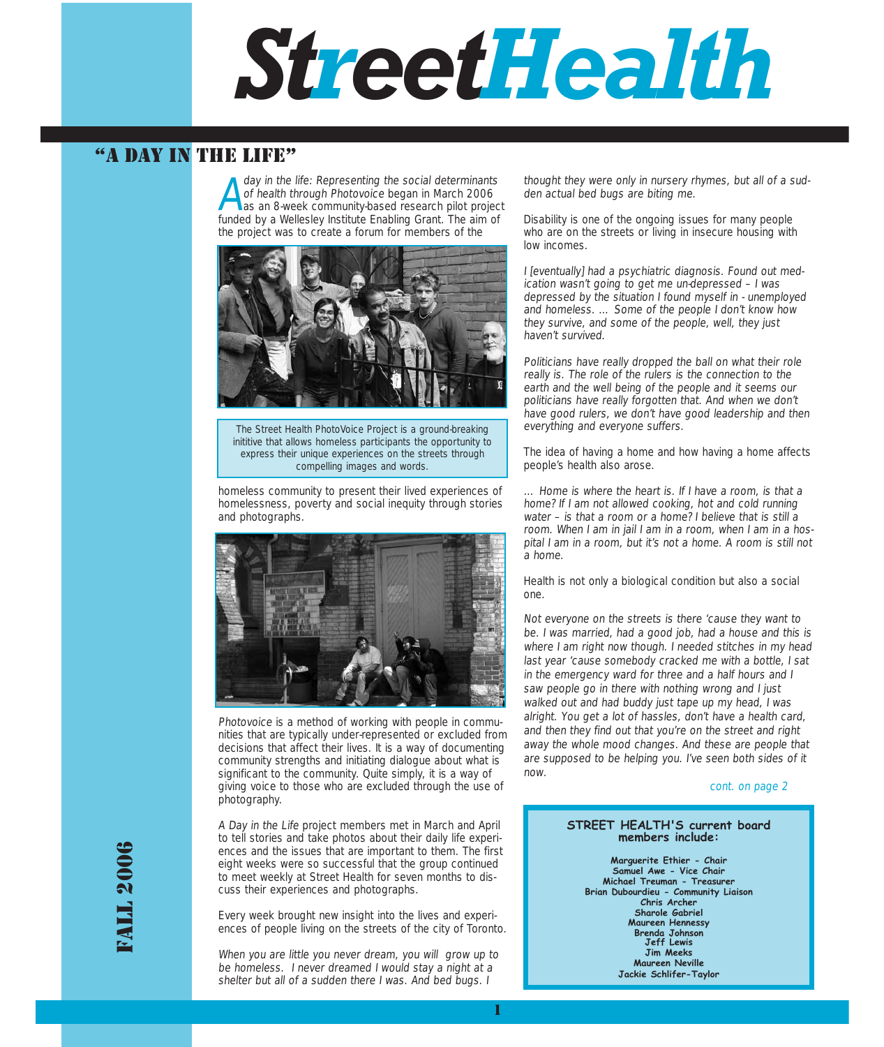# StreetHealth

## "A DAY IN THE LIFE"

*A day in the life: Representing the social determinants of health through Photovoice* began in March 2006 as an 8-week community-based research pilot project funded by a Wellesley Institute Enabling Grant. The aim of the project was to create a forum for members of the homeless community to present their lived experiences of homelessness, poverty and social inequity through stories and photographs.

The Street Health PhotoVoice Project is a ground-breaking initiative that allows homeless participants the opportunity to express their unique experiences on the streets through compelling images and words.

*Photovoice* is a method of working with people in communities that are typically under-represented or excluded from decisions that affect their lives. It is a way of documenting community strengths and initiating dialogue about what is significant to the community. Quite simply, it is a way of giving voice to those who are excluded through the use of photography.

*A Day in the Life* project members met in March and April to tell stories and take photos about their daily life experiences and the issues that are important to them. The first eight weeks were so successful that the group continued to meet weekly at Street Health for seven months to discuss their experiences and photographs.

Every week brought new insight into the lives and experiences of people living on the streets of the city of Toronto.

*When you are little you never dream, you will grow up to be homeless. I never dreamed I would stay a night at a shelter but all of a sudden there I was. And bed bugs. I thought they were only in nursery rhymes, but all of a sudden actual bed bugs are biting me.*

Disability is one of the ongoing issues for many people who are on the streets or living in insecure housing with low incomes.

*I [eventually] had a psychiatric diagnosis. Found out medication wasn't going to get me un-depressed – I was depressed by the situation I found myself in - unemployed and homeless. ... Some of the people I don't know how they survive, and some of the people, well, they just haven't survived.*

*Politicians have really dropped the ball on what their role really is. The role of the rulers is the connection to the earth and the well being of the people and it seems our politicians have really forgotten that. And when we don't have good rulers, we don't have good leadership and then everything and everyone suffers.*

The idea of having a home and how having a home affects people's health also arose.

*... Home is where the heart is. If I have a room, is that a home? If I am not allowed cooking, hot and cold running water – is that a room or a home? I believe that is still a room. When I am in jail I am in a room, when I am in a hospital I am in a room, but it's not a home. A room is still not a home.*

Health is not only a biological condition but also a social one.

*Not everyone on the streets is there 'cause they want to be. I was married, had a good job, had a house and this is where I am right now though. I needed stitches in my head last year 'cause somebody cracked me with a bottle, I sat in the emergency ward for three and a half hours and I saw people go in there with nothing wrong and I just walked out and had buddy just tape up my head, I was alright. You get a lot of hassles, don't have a health card, and then they find out that you're on the street and right away the whole mood changes. And these are people that are supposed to be helping you. I've seen both sides of it now.*

*cont. on page 2*

**STREET HEALTH'S current board members include:**

**Marguerite Ethier - Chair**
**Samuel Awe - Vice Chair**
**Michael Treuman - Treasurer**
**Brian Dubourdieu - Community Liaison**
**Chris Archer**
**Sharole Gabriel**
**Maureen Hennessy**
**Brenda Johnson**
**Jeff Lewis**
**Jim Meeks**
**Maureen Neville**
**Jackie Schlifer-Taylor**

FALL 2006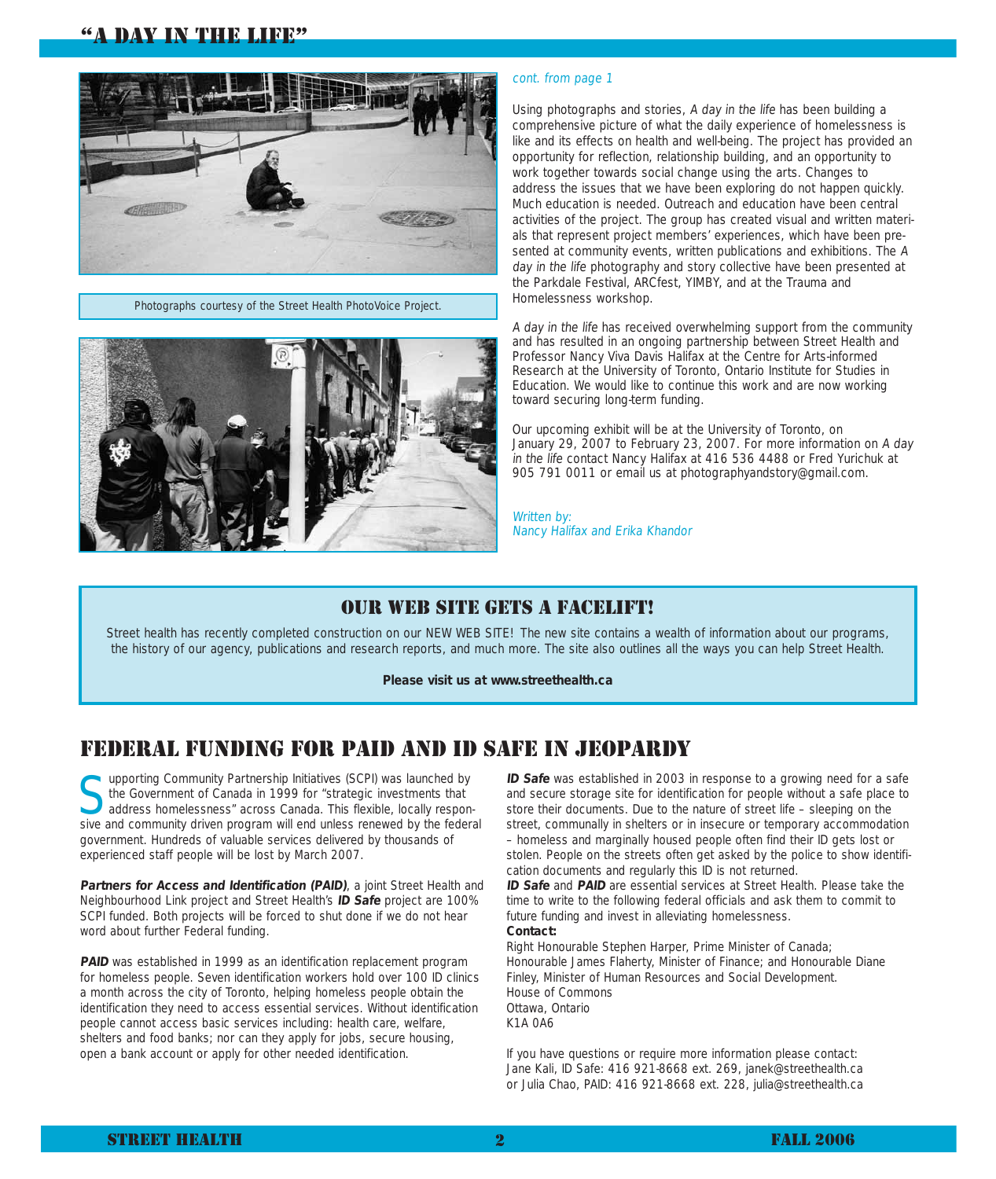## "A DAY IN THE LIFE"

Photographs courtesy of the Street Health PhotoVoice Project.

*cont. from page 1*

Using photographs and stories, *A day in the life* has been building a comprehensive picture of what the daily experience of homelessness is like and its effects on health and well-being. The project has provided an opportunity for reflection, relationship building, and an opportunity to work together towards social change using the arts. Changes to address the issues that we have been exploring do not happen quickly. Much education is needed. Outreach and education have been central activities of the project. The group has created visual and written materials that represent project members' experiences, which have been presented at community events, written publications and exhibitions. The *A day in the life* photography and story collective have been presented at the Parkdale Festival, ARCfest, YIMBY, and at the Trauma and Homelessness workshop.

*A day in the life* has received overwhelming support from the community and has resulted in an ongoing partnership between Street Health and Professor Nancy Viva Davis Halifax at the Centre for Arts-informed Research at the University of Toronto, Ontario Institute for Studies in Education. We would like to continue this work and are now working toward securing long-term funding.

Our upcoming exhibit will be at the University of Toronto, on January 29, 2007 to February 23, 2007. For more information on *A day in the life* contact Nancy Halifax at 416 536 4488 or Fred Yurichuk at 905 791 0011 or email us at photographyandstory@gmail.com.

*Written by:*
*Nancy Halifax and Erika Khandor*

## OUR WEB SITE GETS A FACELIFT!

Street health has recently completed construction on our NEW WEB SITE! The new site contains a wealth of information about our programs, the history of our agency, publications and research reports, and much more. The site also outlines all the ways you can help Street Health.

**Please visit us at www.streethealth.ca**

## FEDERAL FUNDING FOR PAID AND ID SAFE IN JEOPARDY

Supporting Community Partnership Initiatives (SCPI) was launched by the Government of Canada in 1999 for "strategic investments that address homelessness" across Canada. This flexible, locally responsive and community driven program will end unless renewed by the federal government. Hundreds of valuable services delivered by thousands of experienced staff people will be lost by March 2007.

***Partners for Access and Identification (PAID)***, a joint Street Health and Neighbourhood Link project and Street Health's ***ID Safe*** project are 100% SCPI funded. Both projects will be forced to shut done if we do not hear word about further Federal funding.

***PAID*** was established in 1999 as an identification replacement program for homeless people. Seven identification workers hold over 100 ID clinics a month across the city of Toronto, helping homeless people obtain the identification they need to access essential services. Without identification people cannot access basic services including: health care, welfare, shelters and food banks; nor can they apply for jobs, secure housing, open a bank account or apply for other needed identification.

***ID Safe*** was established in 2003 in response to a growing need for a safe and secure storage site for identification for people without a safe place to store their documents. Due to the nature of street life – sleeping on the street, communally in shelters or in insecure or temporary accommodation – homeless and marginally housed people often find their ID gets lost or stolen. People on the streets often get asked by the police to show identification documents and regularly this ID is not returned.

***ID Safe*** and ***PAID*** are essential services at Street Health. Please take the time to write to the following federal officials and ask them to commit to future funding and invest in alleviating homelessness.

**Contact:**
Right Honourable Stephen Harper, Prime Minister of Canada;
Honourable James Flaherty, Minister of Finance; and Honourable Diane Finley, Minister of Human Resources and Social Development.
House of Commons
Ottawa, Ontario
K1A 0A6

If you have questions or require more information please contact:
Jane Kali, ID Safe: 416 921-8668 ext. 269, janek@streethealth.ca
or Julia Chao, PAID: 416 921-8668 ext. 228, julia@streethealth.ca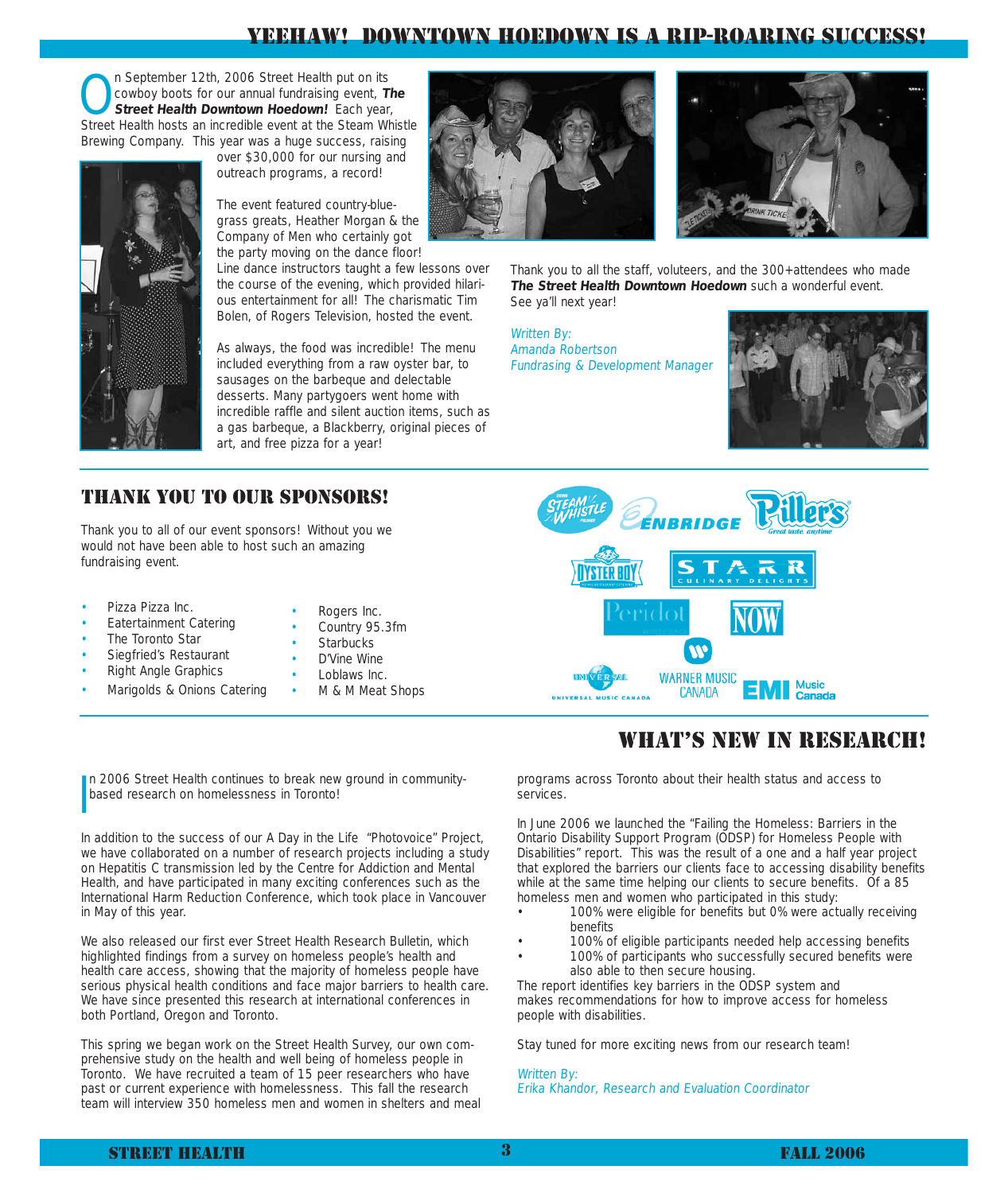# YEEHAW! DOWNTOWN HOEDOWN IS A RIP-ROARING SUCCESS!

On September 12th, 2006 Street Health put on its cowboy boots for our annual fundraising event, ***The Street Health Downtown Hoedown!*** Each year, Street Health hosts an incredible event at the Steam Whistle Brewing Company. This year was a huge success, raising over $30,000 for our nursing and outreach programs, a record!

The event featured country-blue-grass greats, Heather Morgan & the Company of Men who certainly got the party moving on the dance floor! Line dance instructors taught a few lessons over the course of the evening, which provided hilarious entertainment for all! The charismatic Tim Bolen, of Rogers Television, hosted the event.

As always, the food was incredible! The menu included everything from a raw oyster bar, to sausages on the barbeque and delectable desserts. Many partygoers went home with incredible raffle and silent auction items, such as a gas barbeque, a Blackberry, original pieces of art, and free pizza for a year!

Thank you to all the staff, voluteers, and the 300+attendees who made ***The Street Health Downtown Hoedown*** such a wonderful event. See ya'll next year!

*Written By:*
*Amanda Robertson*
*Fundrasing & Development Manager*

## THANK YOU TO OUR SPONSORS!

Thank you to all of our event sponsors! Without you we would not have been able to host such an amazing fundraising event.

- Pizza Pizza Inc.
- Eatertainment Catering
- The Toronto Star
- Siegfried's Restaurant
- Right Angle Graphics
- Marigolds & Onions Catering
- Rogers Inc.
- Country 95.3fm
- Starbucks
- D'Vine Wine
- Loblaws Inc.
- M & M Meat Shops

# WHAT'S NEW IN RESEARCH!

In 2006 Street Health continues to break new ground in community-based research on homelessness in Toronto!

In addition to the success of our A Day in the Life "Photovoice" Project, we have collaborated on a number of research projects including a study on Hepatitis C transmission led by the Centre for Addiction and Mental Health, and have participated in many exciting conferences such as the International Harm Reduction Conference, which took place in Vancouver in May of this year.

We also released our first ever Street Health Research Bulletin, which highlighted findings from a survey on homeless people's health and health care access, showing that the majority of homeless people have serious physical health conditions and face major barriers to health care. We have since presented this research at international conferences in both Portland, Oregon and Toronto.

This spring we began work on the Street Health Survey, our own comprehensive study on the health and well being of homeless people in Toronto. We have recruited a team of 15 peer researchers who have past or current experience with homelessness. This fall the research team will interview 350 homeless men and women in shelters and meal programs across Toronto about their health status and access to services.

In June 2006 we launched the "Failing the Homeless: Barriers in the Ontario Disability Support Program (ODSP) for Homeless People with Disabilities" report. This was the result of a one and a half year project that explored the barriers our clients face to accessing disability benefits while at the same time helping our clients to secure benefits. Of a 85 homeless men and women who participated in this study:

- 100% were eligible for benefits but 0% were actually receiving benefits
- 100% of eligible participants needed help accessing benefits
- 100% of participants who successfully secured benefits were also able to then secure housing.

The report identifies key barriers in the ODSP system and makes recommendations for how to improve access for homeless people with disabilities.

Stay tuned for more exciting news from our research team!

*Written By:*
*Erika Khandor, Research and Evaluation Coordinator*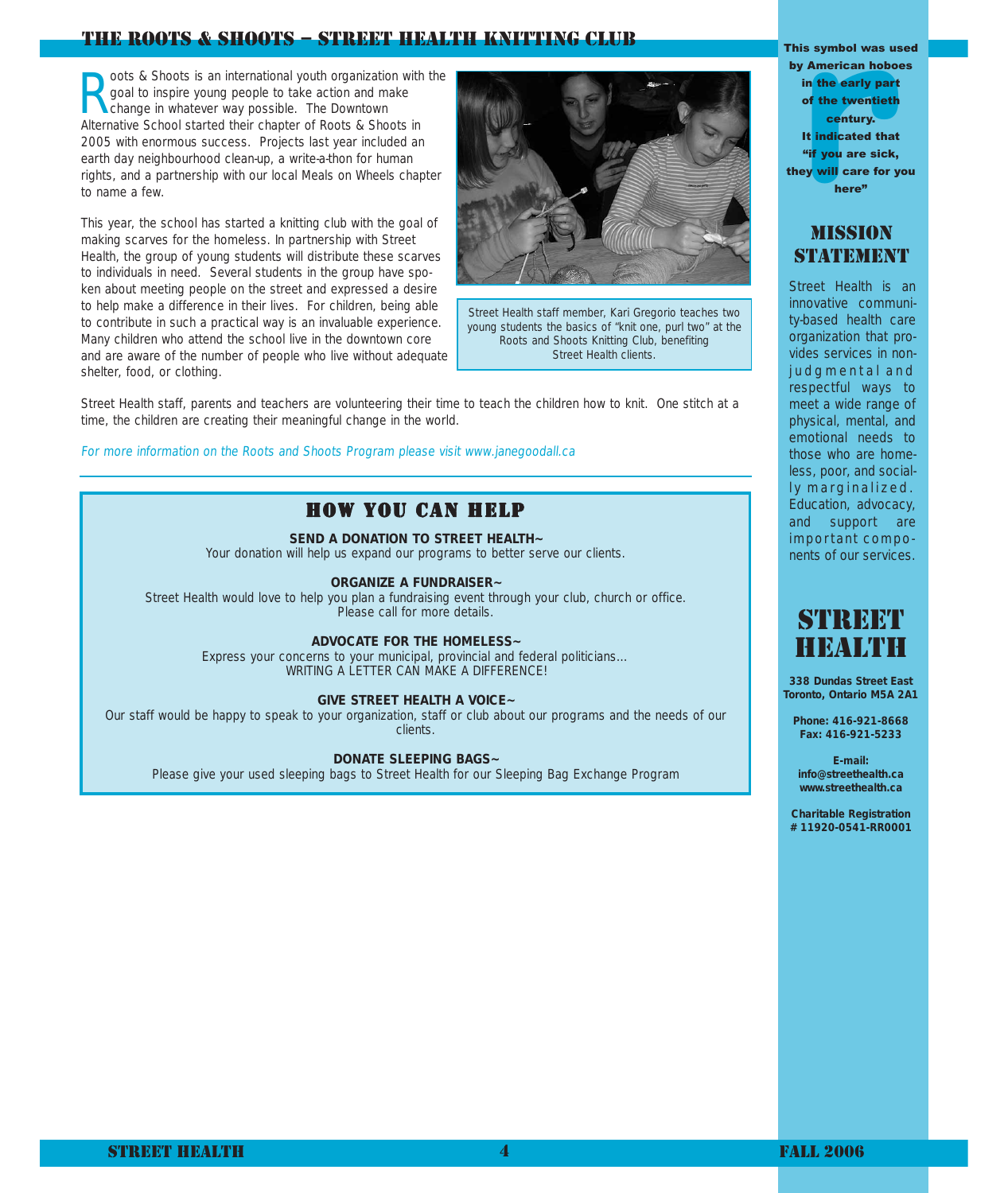## THE ROOTS & SHOOTS – STREET HEALTH KNITTING CLUB

Roots & Shoots is an international youth organization with the goal to inspire young people to take action and make change in whatever way possible. The Downtown Alternative School started their chapter of Roots & Shoots in 2005 with enormous success. Projects last year included an earth day neighbourhood clean-up, a write-a-thon for human rights, and a partnership with our local Meals on Wheels chapter to name a few.

This year, the school has started a knitting club with the goal of making scarves for the homeless. In partnership with Street Health, the group of young students will distribute these scarves to individuals in need. Several students in the group have spoken about meeting people on the street and expressed a desire to help make a difference in their lives. For children, being able to contribute in such a practical way is an invaluable experience. Many children who attend the school live in the downtown core and are aware of the number of people who live without adequate shelter, food, or clothing.

Street Health staff member, Kari Gregorio teaches two young students the basics of "knit one, purl two" at the Roots and Shoots Knitting Club, benefiting Street Health clients.

Street Health staff, parents and teachers are volunteering their time to teach the children how to knit. One stitch at a time, the children are creating their meaningful change in the world.

*For more information on the Roots and Shoots Program please visit www.janegoodall.ca*

## HOW YOU CAN HELP

**SEND A DONATION TO STREET HEALTH~**
Your donation will help us expand our programs to better serve our clients.

**ORGANIZE A FUNDRAISER~**
Street Health would love to help you plan a fundraising event through your club, church or office. Please call for more details.

**ADVOCATE FOR THE HOMELESS~**
Express your concerns to your municipal, provincial and federal politicians… WRITING A LETTER CAN MAKE A DIFFERENCE!

**GIVE STREET HEALTH A VOICE~**
Our staff would be happy to speak to your organization, staff or club about our programs and the needs of our clients.

**DONATE SLEEPING BAGS~**
Please give your used sleeping bags to Street Health for our Sleeping Bag Exchange Program

**This symbol was used by American hoboes in the early part of the twentieth century. It indicated that "if you are sick, they will care for you here"**

## MISSION STATEMENT

Street Health is an innovative community-based health care organization that provides services in non-judgmental and respectful ways to meet a wide range of physical, mental, and emotional needs to those who are homeless, poor, and socially marginalized. Education, advocacy, and support are important components of our services.

## STREET HEALTH

**338 Dundas Street East**
**Toronto, Ontario M5A 2A1**

**Phone: 416-921-8668**
**Fax: 416-921-5233**

**E-mail:**
**info@streethealth.ca**
**www.streethealth.ca**

**Charitable Registration**
**# 11920-0541-RR0001**